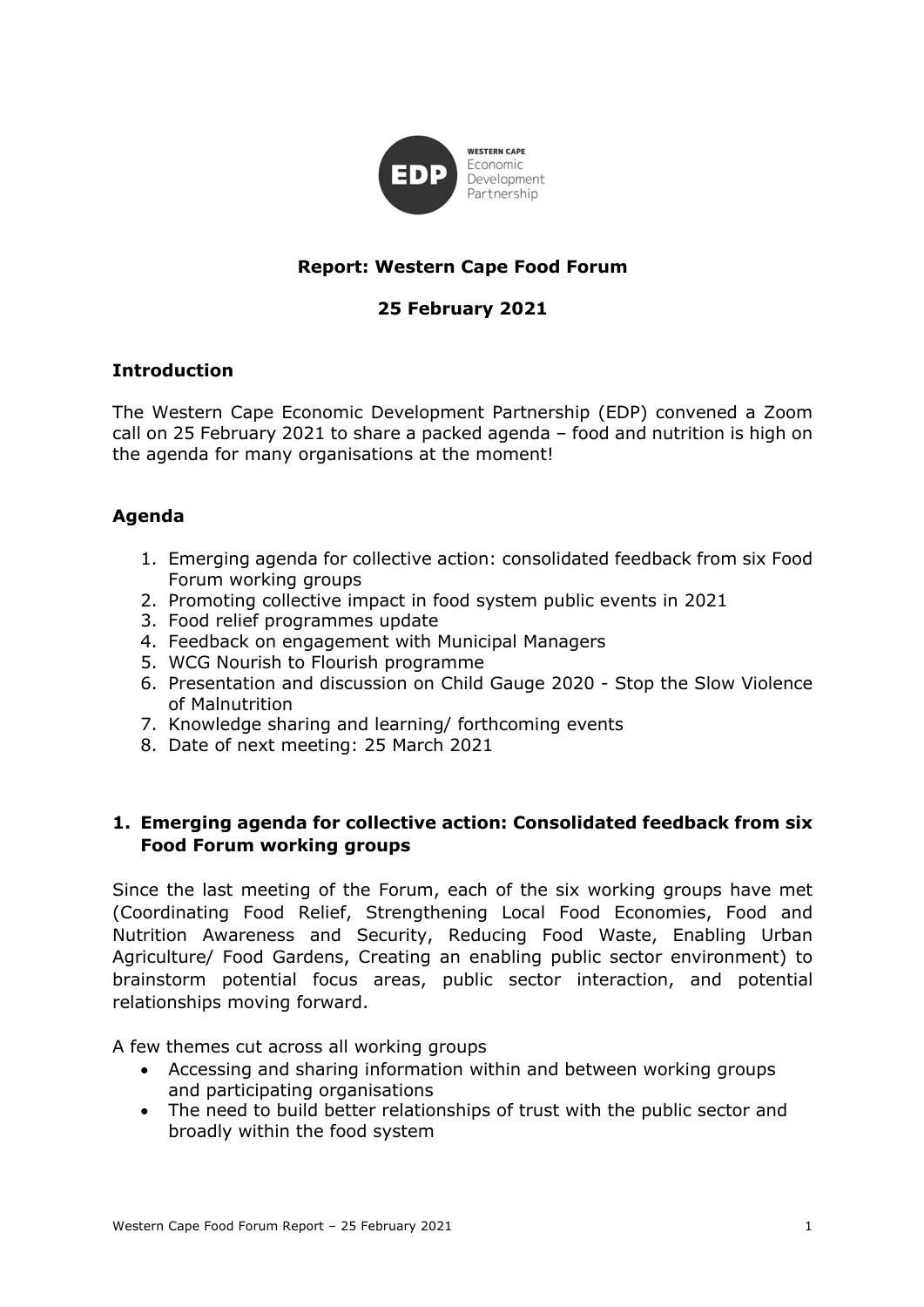**Report: Western Cape Food Forum**

**25 February 2021**

## Introduction

The Western Cape Economic Development Partnership (EDP) convened a Zoom call on 25 February 2021 to share a packed agenda – food and nutrition is high on the agenda for many organisations at the moment!

## Agenda

1. Emerging agenda for collective action: consolidated feedback from six Food Forum working groups
2. Promoting collective impact in food system public events in 2021
3. Food relief programmes update
4. Feedback on engagement with Municipal Managers
5. WCG Nourish to Flourish programme
6. Presentation and discussion on Child Gauge 2020 - Stop the Slow Violence of Malnutrition
7. Knowledge sharing and learning/ forthcoming events
8. Date of next meeting: 25 March 2021

## 1. Emerging agenda for collective action: Consolidated feedback from six Food Forum working groups

Since the last meeting of the Forum, each of the six working groups have met (Coordinating Food Relief, Strengthening Local Food Economies, Food and Nutrition Awareness and Security, Reducing Food Waste, Enabling Urban Agriculture/ Food Gardens, Creating an enabling public sector environment) to brainstorm potential focus areas, public sector interaction, and potential relationships moving forward.

A few themes cut across all working groups

- Accessing and sharing information within and between working groups and participating organisations
- The need to build better relationships of trust with the public sector and broadly within the food system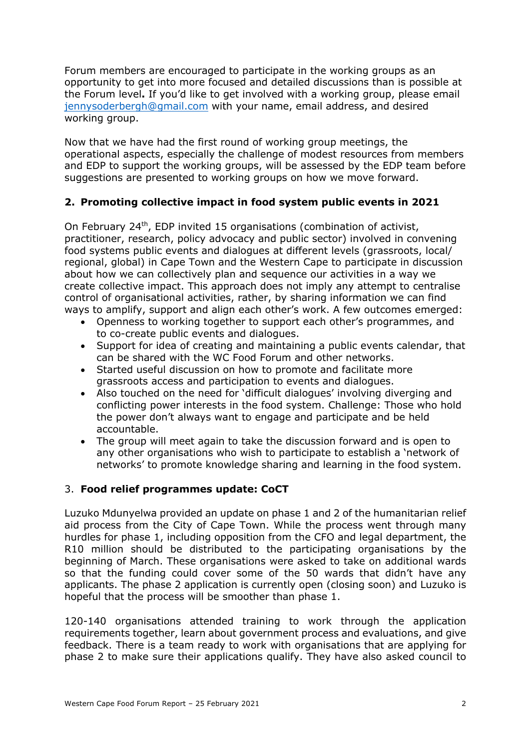Forum members are encouraged to participate in the working groups as an opportunity to get into more focused and detailed discussions than is possible at the Forum level**.** If you'd like to get involved with a working group, please email jennysoderbergh@gmail.com with your name, email address, and desired working group.

Now that we have had the first round of working group meetings, the operational aspects, especially the challenge of modest resources from members and EDP to support the working groups, will be assessed by the EDP team before suggestions are presented to working groups on how we move forward.

## 2. Promoting collective impact in food system public events in 2021

On February 24th, EDP invited 15 organisations (combination of activist, practitioner, research, policy advocacy and public sector) involved in convening food systems public events and dialogues at different levels (grassroots, local/ regional, global) in Cape Town and the Western Cape to participate in discussion about how we can collectively plan and sequence our activities in a way we create collective impact. This approach does not imply any attempt to centralise control of organisational activities, rather, by sharing information we can find ways to amplify, support and align each other's work. A few outcomes emerged:

- Openness to working together to support each other's programmes, and to co-create public events and dialogues.
- Support for idea of creating and maintaining a public events calendar, that can be shared with the WC Food Forum and other networks.
- Started useful discussion on how to promote and facilitate more grassroots access and participation to events and dialogues.
- Also touched on the need for 'difficult dialogues' involving diverging and conflicting power interests in the food system. Challenge: Those who hold the power don't always want to engage and participate and be held accountable.
- The group will meet again to take the discussion forward and is open to any other organisations who wish to participate to establish a 'network of networks' to promote knowledge sharing and learning in the food system.

## 3. Food relief programmes update: CoCT

Luzuko Mdunyelwa provided an update on phase 1 and 2 of the humanitarian relief aid process from the City of Cape Town. While the process went through many hurdles for phase 1, including opposition from the CFO and legal department, the R10 million should be distributed to the participating organisations by the beginning of March. These organisations were asked to take on additional wards so that the funding could cover some of the 50 wards that didn't have any applicants. The phase 2 application is currently open (closing soon) and Luzuko is hopeful that the process will be smoother than phase 1.

120-140 organisations attended training to work through the application requirements together, learn about government process and evaluations, and give feedback. There is a team ready to work with organisations that are applying for phase 2 to make sure their applications qualify. They have also asked council to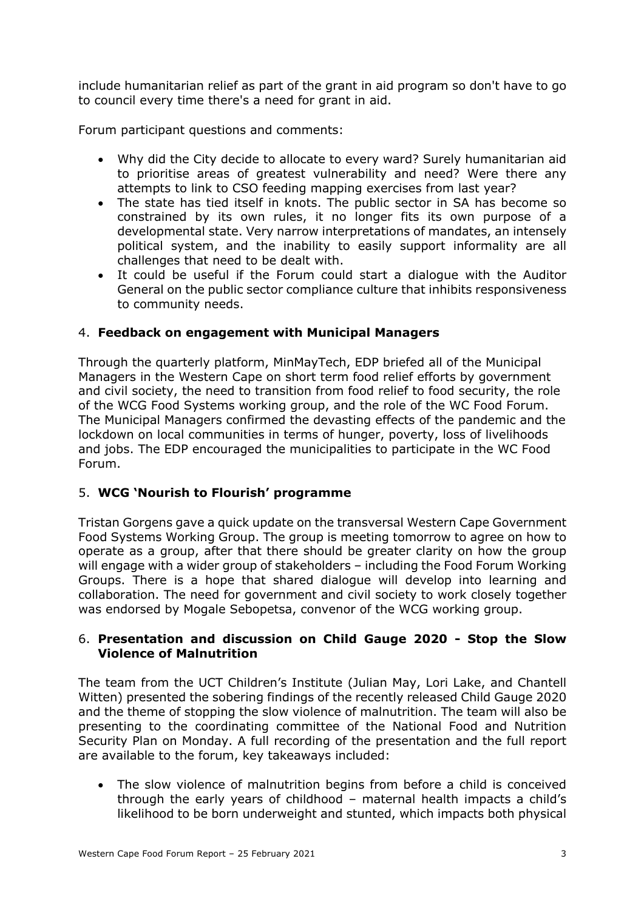include humanitarian relief as part of the grant in aid program so don't have to go to council every time there's a need for grant in aid.

Forum participant questions and comments:

- Why did the City decide to allocate to every ward? Surely humanitarian aid to prioritise areas of greatest vulnerability and need? Were there any attempts to link to CSO feeding mapping exercises from last year?
- The state has tied itself in knots. The public sector in SA has become so constrained by its own rules, it no longer fits its own purpose of a developmental state. Very narrow interpretations of mandates, an intensely political system, and the inability to easily support informality are all challenges that need to be dealt with.
- It could be useful if the Forum could start a dialogue with the Auditor General on the public sector compliance culture that inhibits responsiveness to community needs.

## 4. **Feedback on engagement with Municipal Managers**

Through the quarterly platform, MinMayTech, EDP briefed all of the Municipal Managers in the Western Cape on short term food relief efforts by government and civil society, the need to transition from food relief to food security, the role of the WCG Food Systems working group, and the role of the WC Food Forum. The Municipal Managers confirmed the devasting effects of the pandemic and the lockdown on local communities in terms of hunger, poverty, loss of livelihoods and jobs. The EDP encouraged the municipalities to participate in the WC Food Forum.

## 5. **WCG 'Nourish to Flourish' programme**

Tristan Gorgens gave a quick update on the transversal Western Cape Government Food Systems Working Group. The group is meeting tomorrow to agree on how to operate as a group, after that there should be greater clarity on how the group will engage with a wider group of stakeholders – including the Food Forum Working Groups. There is a hope that shared dialogue will develop into learning and collaboration. The need for government and civil society to work closely together was endorsed by Mogale Sebopetsa, convenor of the WCG working group.

## 6. **Presentation and discussion on Child Gauge 2020 - Stop the Slow Violence of Malnutrition**

The team from the UCT Children's Institute (Julian May, Lori Lake, and Chantell Witten) presented the sobering findings of the recently released Child Gauge 2020 and the theme of stopping the slow violence of malnutrition. The team will also be presenting to the coordinating committee of the National Food and Nutrition Security Plan on Monday. A full recording of the presentation and the full report are available to the forum, key takeaways included:

- The slow violence of malnutrition begins from before a child is conceived through the early years of childhood – maternal health impacts a child's likelihood to be born underweight and stunted, which impacts both physical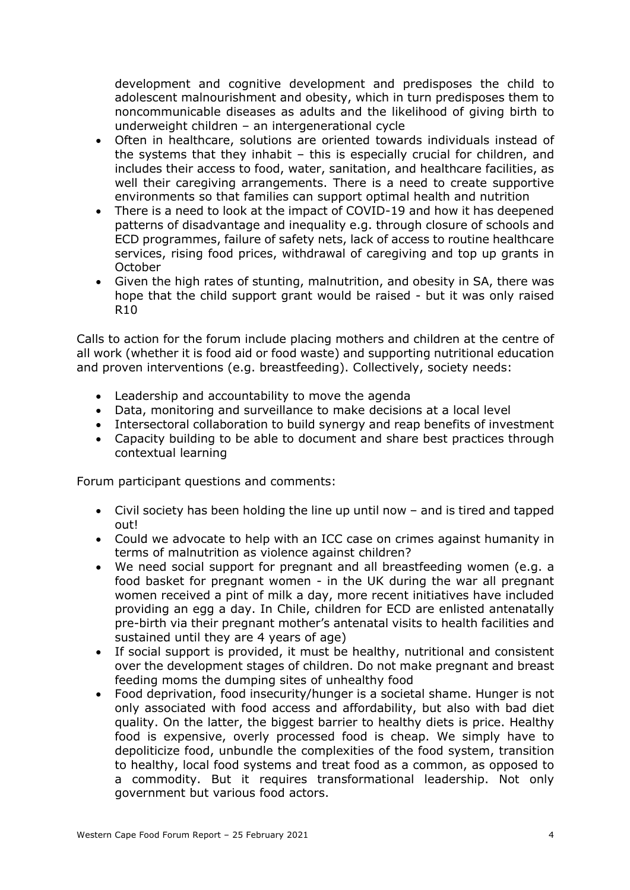development and cognitive development and predisposes the child to adolescent malnourishment and obesity, which in turn predisposes them to noncommunicable diseases as adults and the likelihood of giving birth to underweight children – an intergenerational cycle

- Often in healthcare, solutions are oriented towards individuals instead of the systems that they inhabit – this is especially crucial for children, and includes their access to food, water, sanitation, and healthcare facilities, as well their caregiving arrangements. There is a need to create supportive environments so that families can support optimal health and nutrition
- There is a need to look at the impact of COVID-19 and how it has deepened patterns of disadvantage and inequality e.g. through closure of schools and ECD programmes, failure of safety nets, lack of access to routine healthcare services, rising food prices, withdrawal of caregiving and top up grants in October
- Given the high rates of stunting, malnutrition, and obesity in SA, there was hope that the child support grant would be raised - but it was only raised R10

Calls to action for the forum include placing mothers and children at the centre of all work (whether it is food aid or food waste) and supporting nutritional education and proven interventions (e.g. breastfeeding). Collectively, society needs:

- Leadership and accountability to move the agenda
- Data, monitoring and surveillance to make decisions at a local level
- Intersectoral collaboration to build synergy and reap benefits of investment
- Capacity building to be able to document and share best practices through contextual learning

Forum participant questions and comments:

- Civil society has been holding the line up until now – and is tired and tapped out!
- Could we advocate to help with an ICC case on crimes against humanity in terms of malnutrition as violence against children?
- We need social support for pregnant and all breastfeeding women (e.g. a food basket for pregnant women - in the UK during the war all pregnant women received a pint of milk a day, more recent initiatives have included providing an egg a day. In Chile, children for ECD are enlisted antenatally pre-birth via their pregnant mother's antenatal visits to health facilities and sustained until they are 4 years of age)
- If social support is provided, it must be healthy, nutritional and consistent over the development stages of children. Do not make pregnant and breast feeding moms the dumping sites of unhealthy food
- Food deprivation, food insecurity/hunger is a societal shame. Hunger is not only associated with food access and affordability, but also with bad diet quality. On the latter, the biggest barrier to healthy diets is price. Healthy food is expensive, overly processed food is cheap. We simply have to depoliticize food, unbundle the complexities of the food system, transition to healthy, local food systems and treat food as a common, as opposed to a commodity. But it requires transformational leadership. Not only government but various food actors.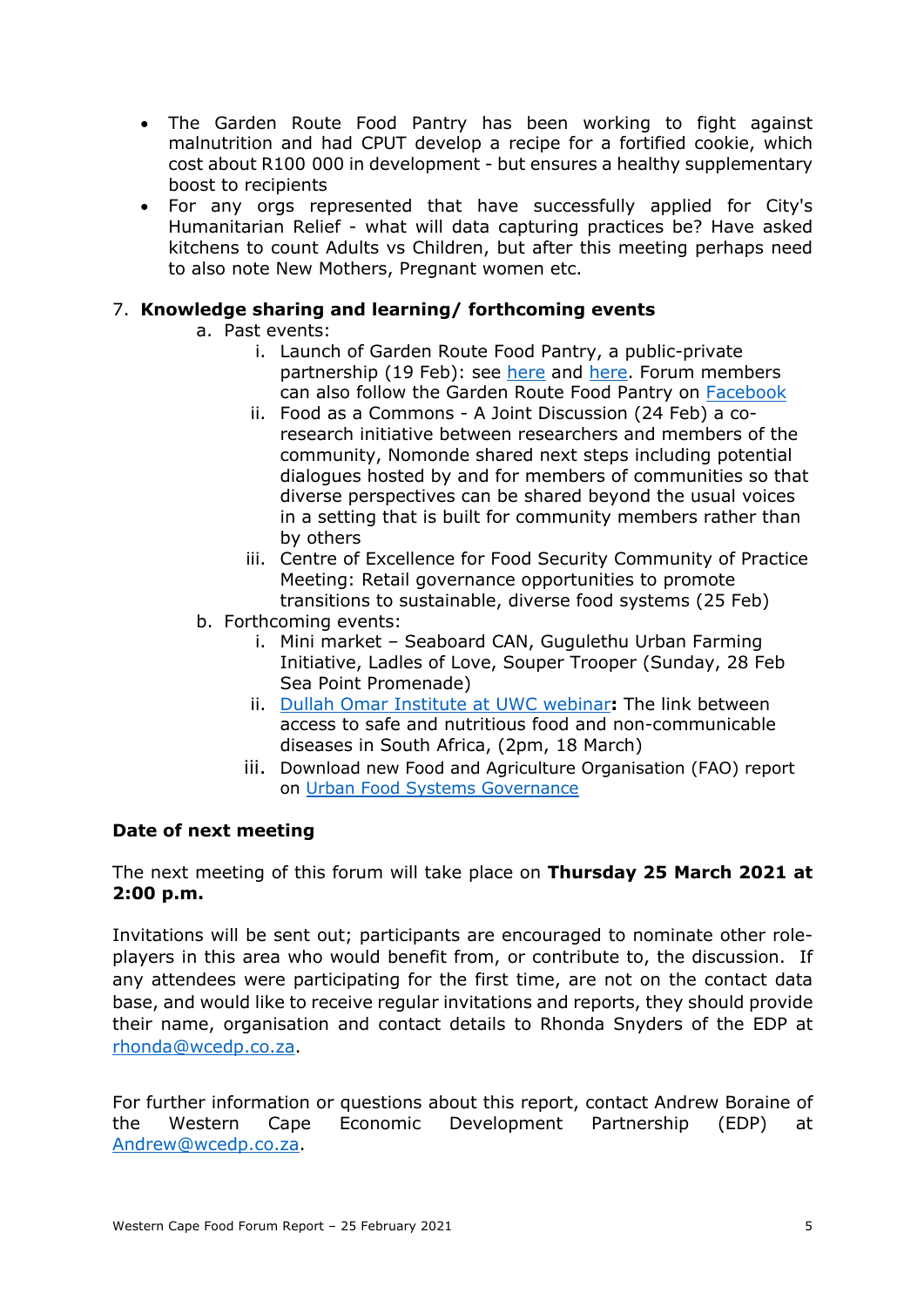- The Garden Route Food Pantry has been working to fight against malnutrition and had CPUT develop a recipe for a fortified cookie, which cost about R100 000 in development - but ensures a healthy supplementary boost to recipients
- For any orgs represented that have successfully applied for City's Humanitarian Relief - what will data capturing practices be? Have asked kitchens to count Adults vs Children, but after this meeting perhaps need to also note New Mothers, Pregnant women etc.

7. **Knowledge sharing and learning/ forthcoming events**
   a. Past events:
      i. Launch of Garden Route Food Pantry, a public-private partnership (19 Feb): see here and here. Forum members can also follow the Garden Route Food Pantry on Facebook
      ii. Food as a Commons - A Joint Discussion (24 Feb) a co-research initiative between researchers and members of the community, Nomonde shared next steps including potential dialogues hosted by and for members of communities so that diverse perspectives can be shared beyond the usual voices in a setting that is built for community members rather than by others
      iii. Centre of Excellence for Food Security Community of Practice Meeting: Retail governance opportunities to promote transitions to sustainable, diverse food systems (25 Feb)
   b. Forthcoming events:
      i. Mini market – Seaboard CAN, Gugulethu Urban Farming Initiative, Ladles of Love, Souper Trooper (Sunday, 28 Feb Sea Point Promenade)
      ii. Dullah Omar Institute at UWC webinar**:** The link between access to safe and nutritious food and non-communicable diseases in South Africa, (2pm, 18 March)
      iii. Download new Food and Agriculture Organisation (FAO) report on Urban Food Systems Governance

**Date of next meeting**

The next meeting of this forum will take place on **Thursday 25 March 2021 at 2:00 p.m.**

Invitations will be sent out; participants are encouraged to nominate other role-players in this area who would benefit from, or contribute to, the discussion. If any attendees were participating for the first time, are not on the contact data base, and would like to receive regular invitations and reports, they should provide their name, organisation and contact details to Rhonda Snyders of the EDP at rhonda@wcedp.co.za.

For further information or questions about this report, contact Andrew Boraine of the Western Cape Economic Development Partnership (EDP) at Andrew@wcedp.co.za.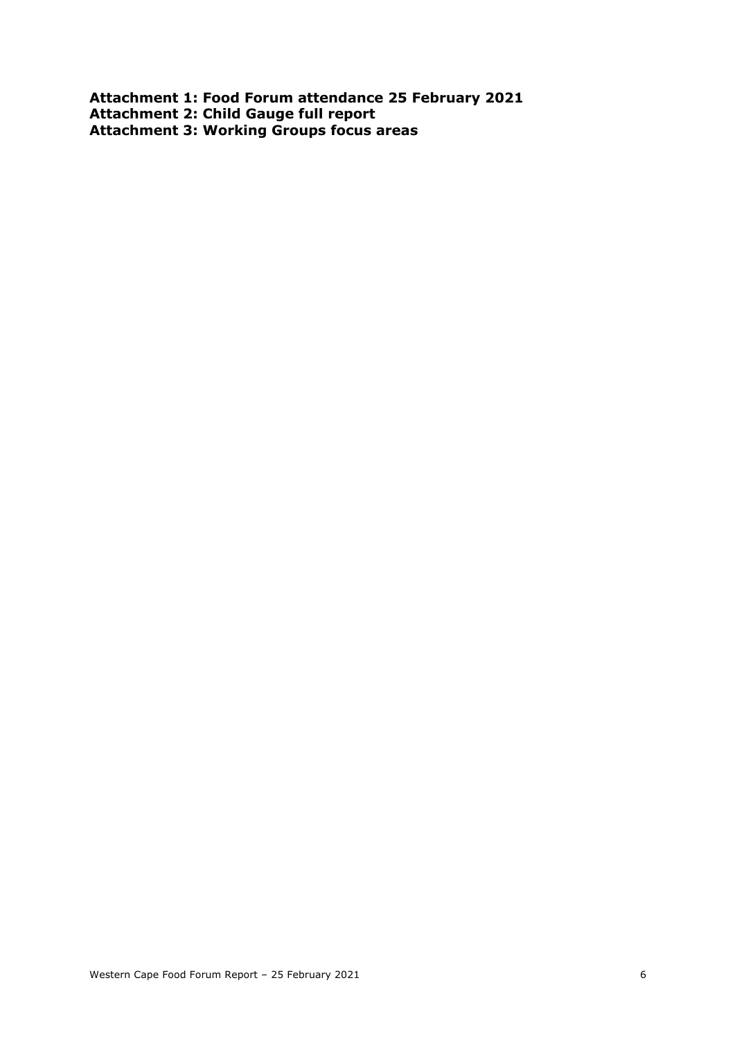**Attachment 1: Food Forum attendance 25 February 2021**
**Attachment 2: Child Gauge full report**
**Attachment 3: Working Groups focus areas**